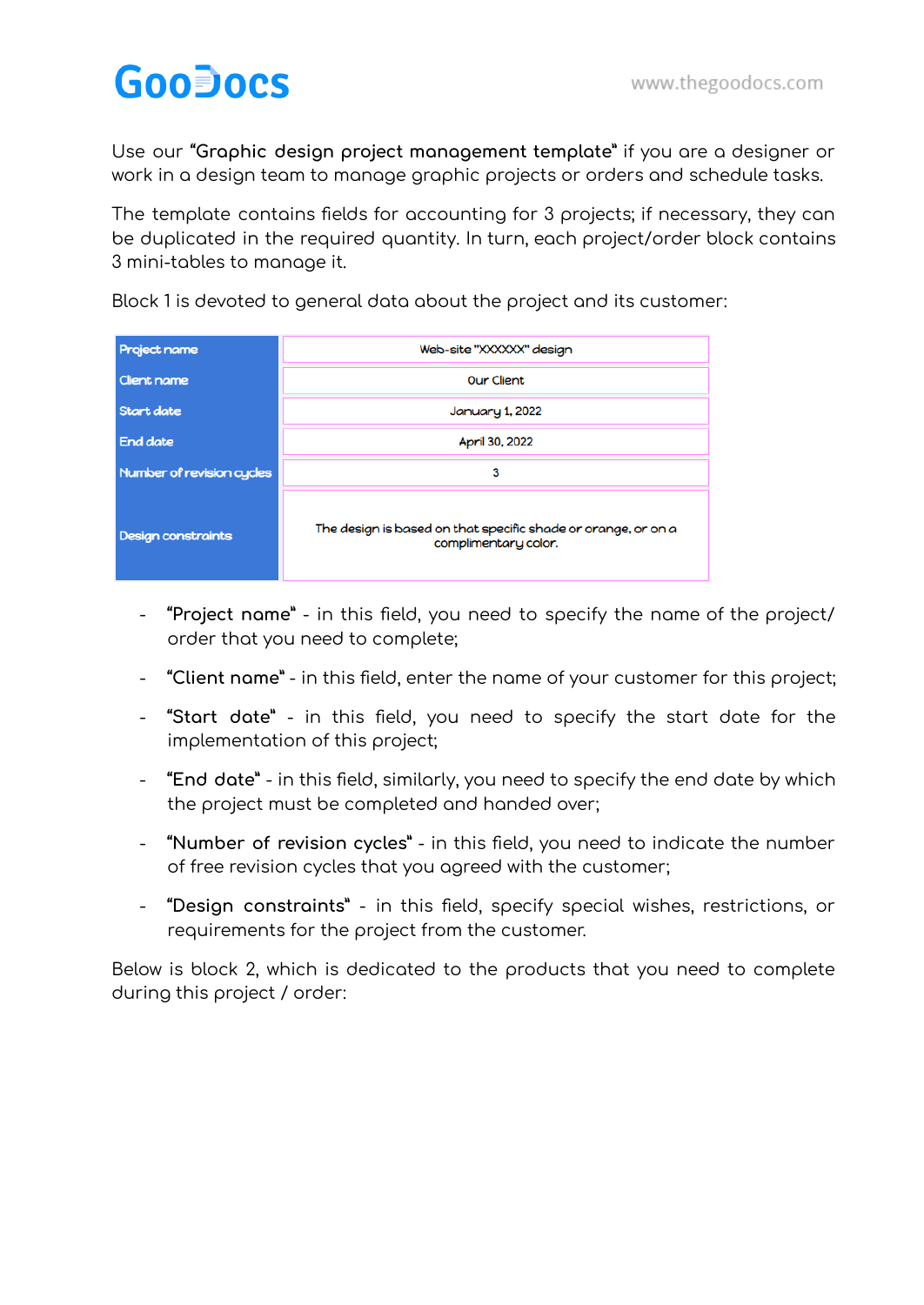Use our **"Graphic design project management template"** if you are a designer or work in a design team to manage graphic projects or orders and schedule tasks.

The template contains fields for accounting for 3 projects; if necessary, they can be duplicated in the required quantity. In turn, each project/order block contains 3 mini-tables to manage it.

Block 1 is devoted to general data about the project and its customer:

| Project name | Web-site "XXXXXX" design |
|---|---|
| Client name | Our Client |
| Start date | January 1, 2022 |
| End date | April 30, 2022 |
| Number of revision cycles | 3 |
| Design constraints | The design is based on that specific shade or orange, or on a complimentary color. |

- **"Project name"** - in this field, you need to specify the name of the project/ order that you need to complete;
- **"Client name"** - in this field, enter the name of your customer for this project;
- **"Start date"** - in this field, you need to specify the start date for the implementation of this project;
- **"End date"** - in this field, similarly, you need to specify the end date by which the project must be completed and handed over;
- **"Number of revision cycles"** - in this field, you need to indicate the number of free revision cycles that you agreed with the customer;
- **"Design constraints"** - in this field, specify special wishes, restrictions, or requirements for the project from the customer.

Below is block 2, which is dedicated to the products that you need to complete during this project / order: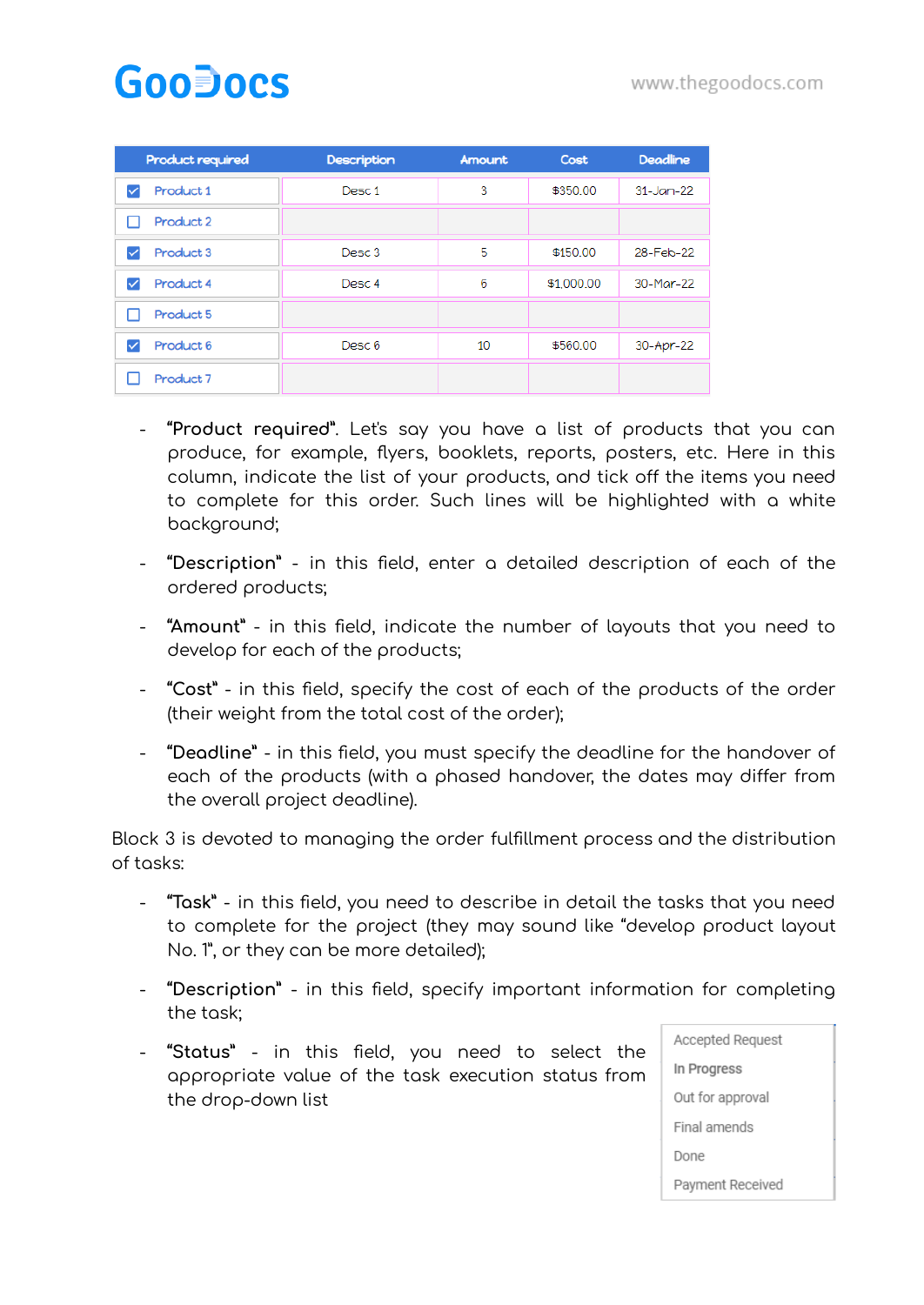| Product required | Description | Amount | Cost | Deadline |
| --- | --- | --- | --- | --- |
| ☑ Product 1 | Desc 1 | 3 | $350.00 | 31-Jan-22 |
| ☐ Product 2 | | | | |
| ☑ Product 3 | Desc 3 | 5 | $150.00 | 28-Feb-22 |
| ☑ Product 4 | Desc 4 | 6 | $1,000.00 | 30-Mar-22 |
| ☐ Product 5 | | | | |
| ☑ Product 6 | Desc 6 | 10 | $560.00 | 30-Apr-22 |
| ☐ Product 7 | | | | |

- "Product required". Let's say you have a list of products that you can produce, for example, flyers, booklets, reports, posters, etc. Here in this column, indicate the list of your products, and tick off the items you need to complete for this order. Such lines will be highlighted with a white background;
- "Description" - in this field, enter a detailed description of each of the ordered products;
- "Amount" - in this field, indicate the number of layouts that you need to develop for each of the products;
- "Cost" - in this field, specify the cost of each of the products of the order (their weight from the total cost of the order);
- "Deadline" - in this field, you must specify the deadline for the handover of each of the products (with a phased handover, the dates may differ from the overall project deadline).

Block 3 is devoted to managing the order fulfillment process and the distribution of tasks:

- "Task" - in this field, you need to describe in detail the tasks that you need to complete for the project (they may sound like "develop product layout No. 1", or they can be more detailed);
- "Description" - in this field, specify important information for completing the task;
- "Status" - in this field, you need to select the appropriate value of the task execution status from the drop-down list

| |
| --- |
| Accepted Request |
| In Progress |
| Out for approval |
| Final amends |
| Done |
| Payment Received |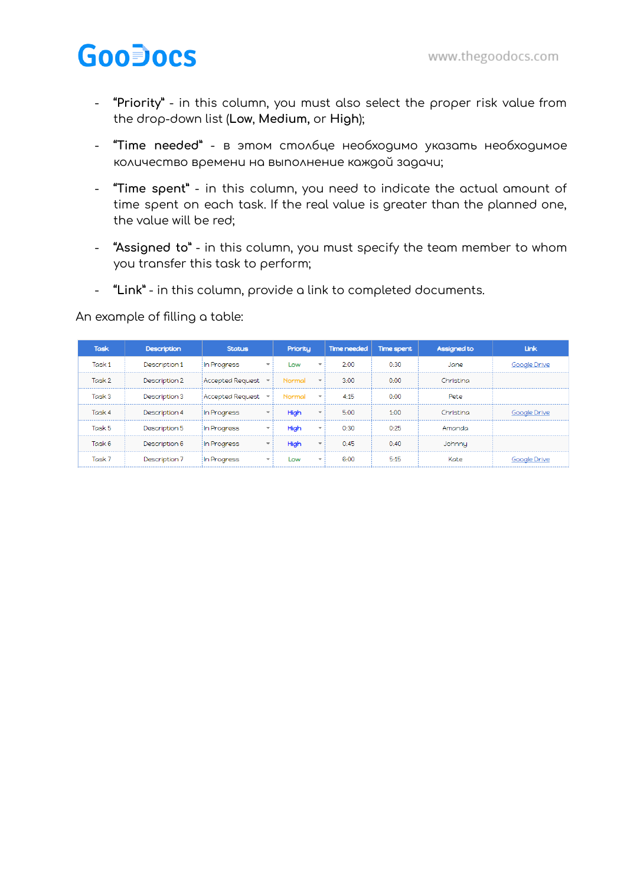- "Priority" - in this column, you must also select the proper risk value from the drop-down list (**Low**, **Medium**, or **High**);
- "Time needed" - в этом столбце необходимо указать необходимое количество времени на выполнение каждой задачи;
- "Time spent" - in this column, you need to indicate the actual amount of time spent on each task. If the real value is greater than the planned one, the value will be red;
- "Assigned to" - in this column, you must specify the team member to whom you transfer this task to perform;
- "Link" - in this column, provide a link to completed documents.

An example of filling a table:

| Task | Description | Status | Priority | Time needed | Time spent | Assigned to | Link |
|---|---|---|---|---|---|---|---|
| Task 1 | Description 1 | In Progress | Low | 2:00 | 0:30 | Jane | Google Drive |
| Task 2 | Description 2 | Accepted Request | Normal | 3:00 | 0:00 | Christina | |
| Task 3 | Description 3 | Accepted Request | Normal | 4:15 | 0:00 | Pete | |
| Task 4 | Description 4 | In Progress | High | 5:00 | 1:00 | Christina | Google Drive |
| Task 5 | Description 5 | In Progress | High | 0:30 | 0:25 | Amanda | |
| Task 6 | Description 6 | In Progress | High | 0:45 | 0:40 | Johnny | |
| Task 7 | Description 7 | In Progress | Low | 6:00 | 5:15 | Kate | Google Drive |